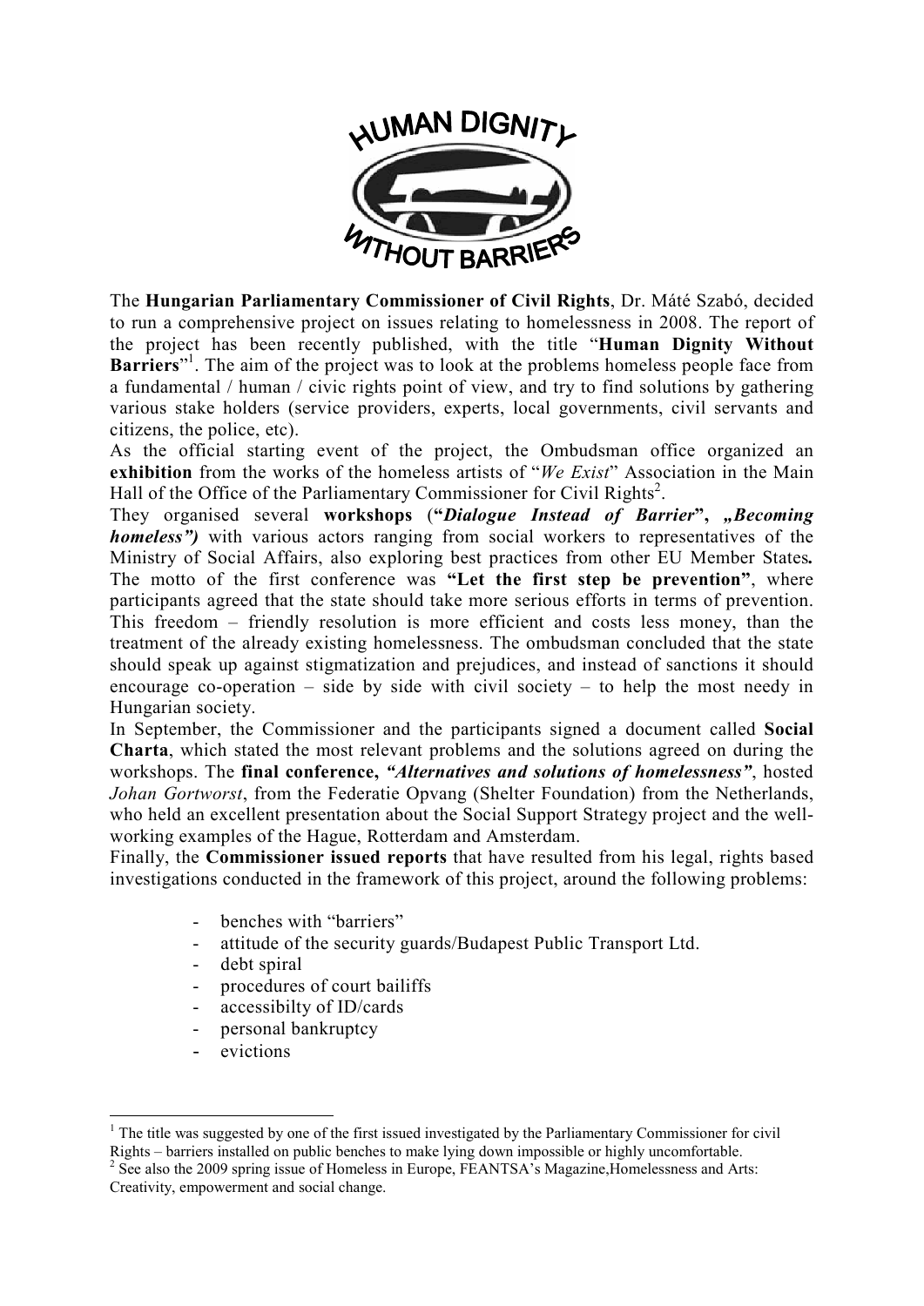The **Hungarian Parliamentary Commissioner of Civil Rights**, Dr. Máté Szabó, decided to run a comprehensive project on issues relating to homelessness in 2008. The report of the project has been recently published, with the title "**Human Dignity Without Barriers**"[1]. The aim of the project was to look at the problems homeless people face from a fundamental / human / civic rights point of view, and try to find solutions by gathering various stake holders (service providers, experts, local governments, civil servants and citizens, the police, etc).

As the official starting event of the project, the Ombudsman office organized an **exhibition** from the works of the homeless artists of "*We Exist*" Association in the Main Hall of the Office of the Parliamentary Commissioner for Civil Rights[2].

They organised several **workshops** (**"*Dialogue Instead of Barrier*", *„Becoming homeless")*** with various actors ranging from social workers to representatives of the Ministry of Social Affairs, also exploring best practices from other EU Member States***.*** The motto of the first conference was **"Let the first step be prevention"**, where participants agreed that the state should take more serious efforts in terms of prevention. This freedom – friendly resolution is more efficient and costs less money, than the treatment of the already existing homelessness. The ombudsman concluded that the state should speak up against stigmatization and prejudices, and instead of sanctions it should encourage co-operation – side by side with civil society – to help the most needy in Hungarian society.

In September, the Commissioner and the participants signed a document called **Social Charta**, which stated the most relevant problems and the solutions agreed on during the workshops. The **final conference,** ***"Alternatives and solutions of homelessness"***, hosted *Johan Gortworst*, from the Federatie Opvang (Shelter Foundation) from the Netherlands, who held an excellent presentation about the Social Support Strategy project and the well-working examples of the Hague, Rotterdam and Amsterdam.

Finally, the **Commissioner issued reports** that have resulted from his legal, rights based investigations conducted in the framework of this project, around the following problems:

- benches with "barriers"
- attitude of the security guards/Budapest Public Transport Ltd.
- debt spiral
- procedures of court bailiffs
- accessibilty of ID/cards
- personal bankruptcy
- evictions

---

[1] The title was suggested by one of the first issued investigated by the Parliamentary Commissioner for civil Rights – barriers installed on public benches to make lying down impossible or highly uncomfortable.

[2] See also the 2009 spring issue of Homeless in Europe, FEANTSA's Magazine,Homelessness and Arts: Creativity, empowerment and social change.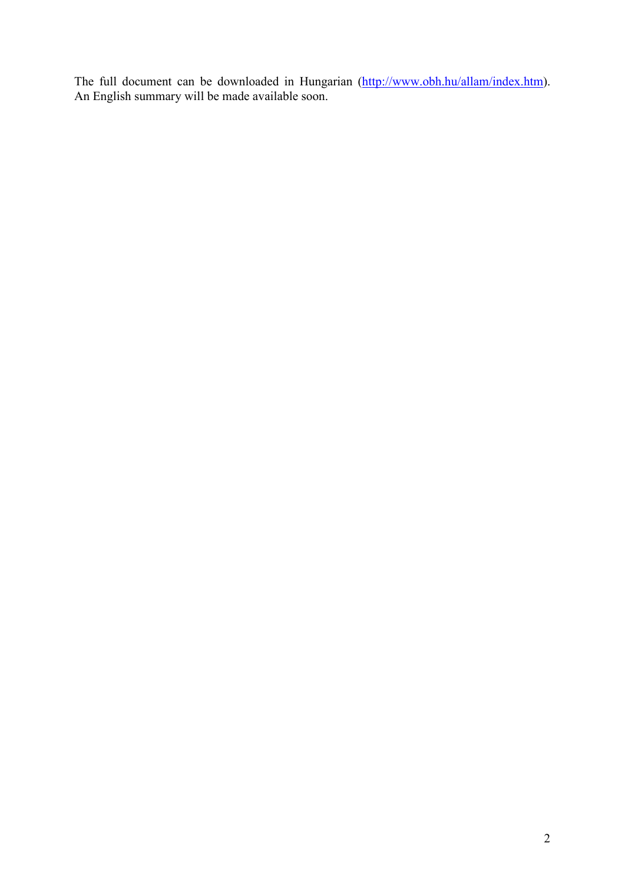The full document can be downloaded in Hungarian ([http://www.obh.hu/allam/index.htm](http://www.obh.hu/allam/index.htm)). An English summary will be made available soon.